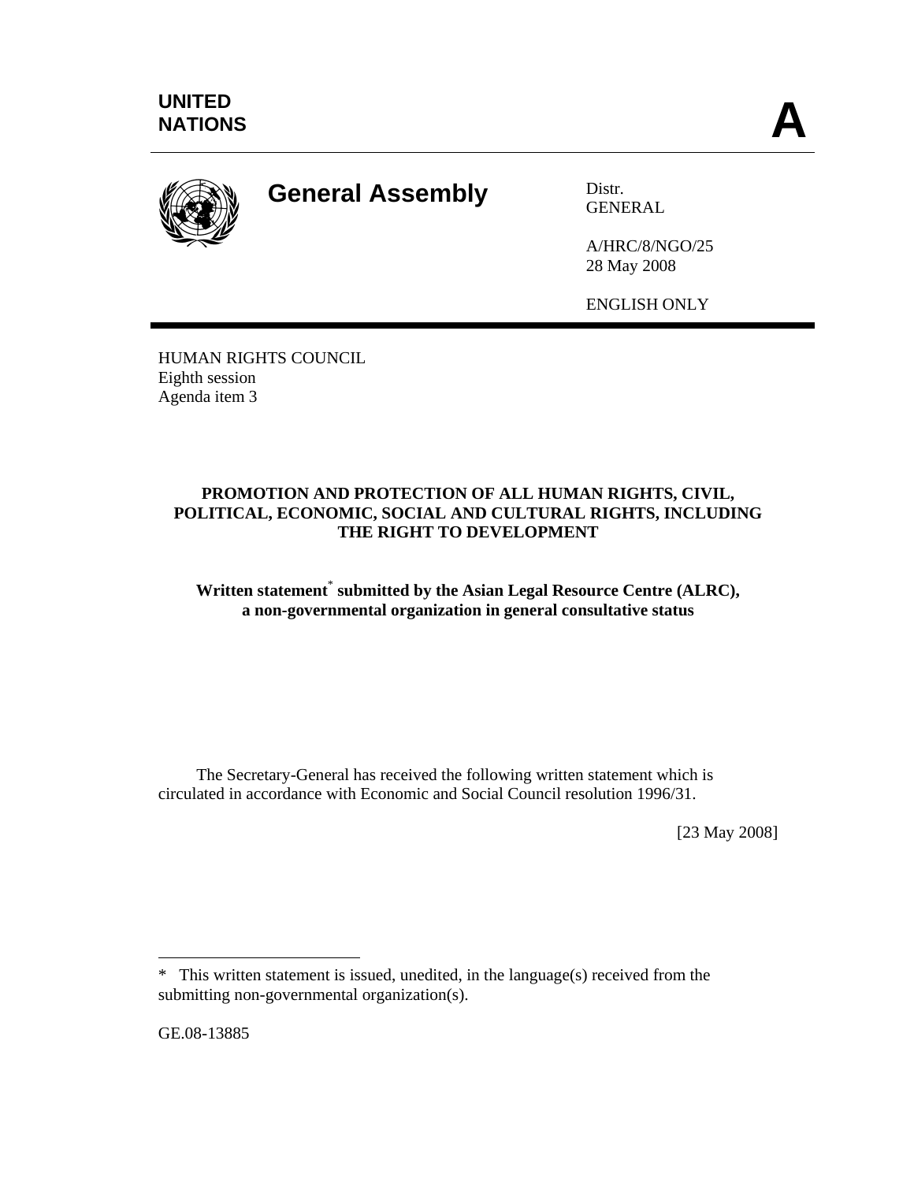UNITED NATIONS

# A

## General Assembly

Distr.
GENERAL

A/HRC/8/NGO/25
28 May 2008

ENGLISH ONLY

HUMAN RIGHTS COUNCIL
Eighth session
Agenda item 3

**PROMOTION AND PROTECTION OF ALL HUMAN RIGHTS, CIVIL, POLITICAL, ECONOMIC, SOCIAL AND CULTURAL RIGHTS, INCLUDING THE RIGHT TO DEVELOPMENT**

**Written statement* submitted by the Asian Legal Resource Centre (ALRC), a non-governmental organization in general consultative status**

The Secretary-General has received the following written statement which is circulated in accordance with Economic and Social Council resolution 1996/31.

[23 May 2008]

---

* This written statement is issued, unedited, in the language(s) received from the submitting non-governmental organization(s).

GE.08-13885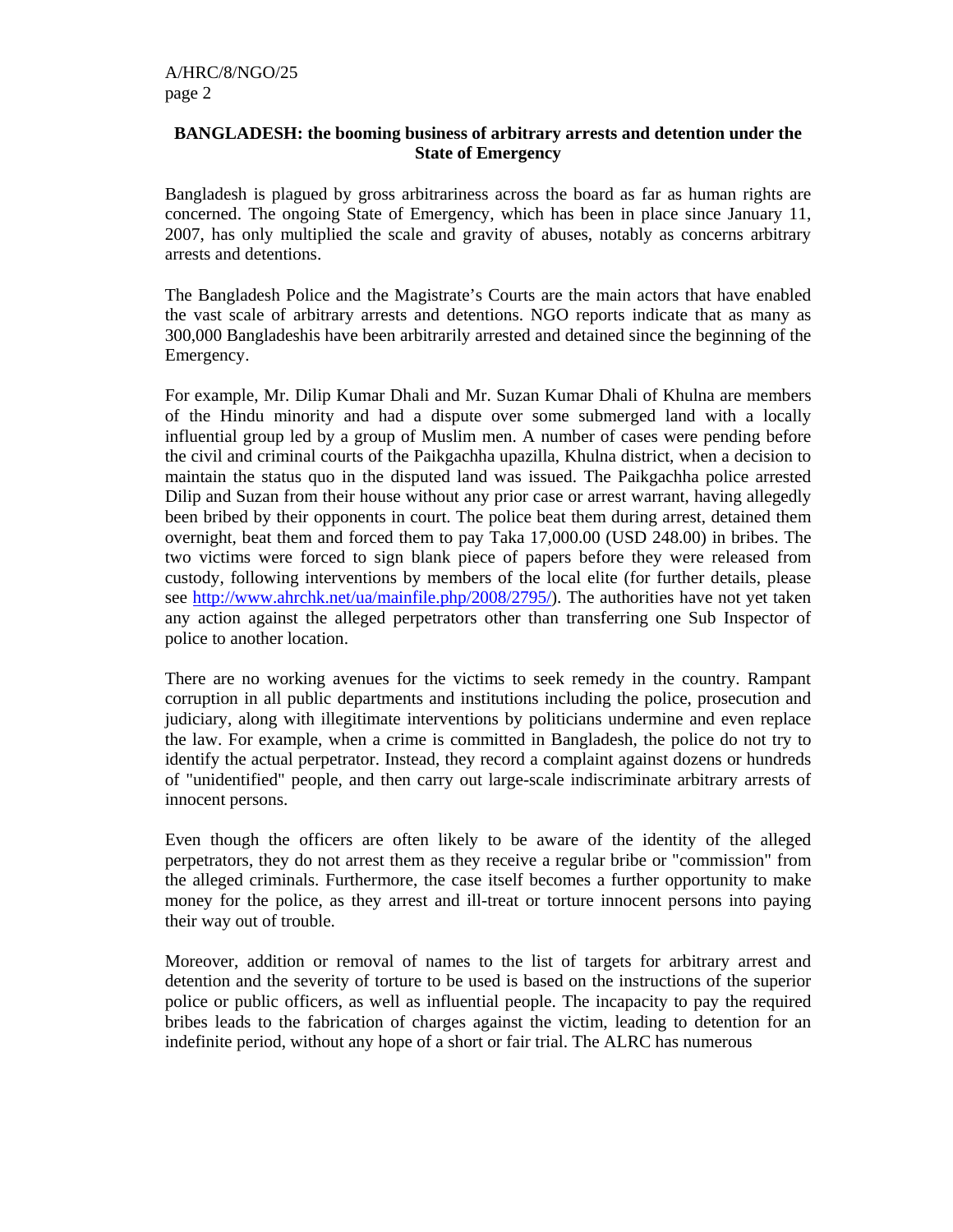**BANGLADESH: the booming business of arbitrary arrests and detention under the State of Emergency**

Bangladesh is plagued by gross arbitrariness across the board as far as human rights are concerned. The ongoing State of Emergency, which has been in place since January 11, 2007, has only multiplied the scale and gravity of abuses, notably as concerns arbitrary arrests and detentions.

The Bangladesh Police and the Magistrate's Courts are the main actors that have enabled the vast scale of arbitrary arrests and detentions. NGO reports indicate that as many as 300,000 Bangladeshis have been arbitrarily arrested and detained since the beginning of the Emergency.

For example, Mr. Dilip Kumar Dhali and Mr. Suzan Kumar Dhali of Khulna are members of the Hindu minority and had a dispute over some submerged land with a locally influential group led by a group of Muslim men. A number of cases were pending before the civil and criminal courts of the Paikgachha upazilla, Khulna district, when a decision to maintain the status quo in the disputed land was issued. The Paikgachha police arrested Dilip and Suzan from their house without any prior case or arrest warrant, having allegedly been bribed by their opponents in court. The police beat them during arrest, detained them overnight, beat them and forced them to pay Taka 17,000.00 (USD 248.00) in bribes. The two victims were forced to sign blank piece of papers before they were released from custody, following interventions by members of the local elite (for further details, please see http://www.ahrchk.net/ua/mainfile.php/2008/2795/). The authorities have not yet taken any action against the alleged perpetrators other than transferring one Sub Inspector of police to another location.

There are no working avenues for the victims to seek remedy in the country. Rampant corruption in all public departments and institutions including the police, prosecution and judiciary, along with illegitimate interventions by politicians undermine and even replace the law. For example, when a crime is committed in Bangladesh, the police do not try to identify the actual perpetrator. Instead, they record a complaint against dozens or hundreds of "unidentified" people, and then carry out large-scale indiscriminate arbitrary arrests of innocent persons.

Even though the officers are often likely to be aware of the identity of the alleged perpetrators, they do not arrest them as they receive a regular bribe or "commission" from the alleged criminals. Furthermore, the case itself becomes a further opportunity to make money for the police, as they arrest and ill-treat or torture innocent persons into paying their way out of trouble.

Moreover, addition or removal of names to the list of targets for arbitrary arrest and detention and the severity of torture to be used is based on the instructions of the superior police or public officers, as well as influential people. The incapacity to pay the required bribes leads to the fabrication of charges against the victim, leading to detention for an indefinite period, without any hope of a short or fair trial. The ALRC has numerous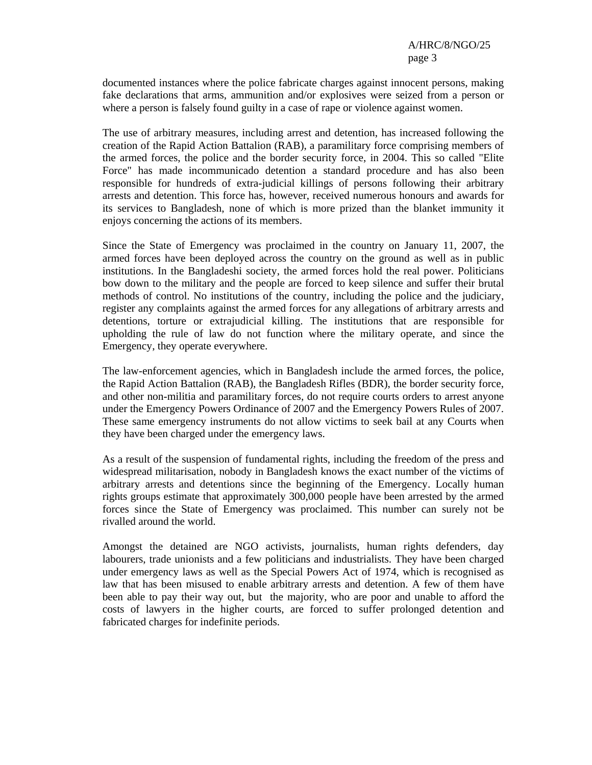documented instances where the police fabricate charges against innocent persons, making fake declarations that arms, ammunition and/or explosives were seized from a person or where a person is falsely found guilty in a case of rape or violence against women.

The use of arbitrary measures, including arrest and detention, has increased following the creation of the Rapid Action Battalion (RAB), a paramilitary force comprising members of the armed forces, the police and the border security force, in 2004. This so called "Elite Force" has made incommunicado detention a standard procedure and has also been responsible for hundreds of extra-judicial killings of persons following their arbitrary arrests and detention. This force has, however, received numerous honours and awards for its services to Bangladesh, none of which is more prized than the blanket immunity it enjoys concerning the actions of its members.

Since the State of Emergency was proclaimed in the country on January 11, 2007, the armed forces have been deployed across the country on the ground as well as in public institutions. In the Bangladeshi society, the armed forces hold the real power. Politicians bow down to the military and the people are forced to keep silence and suffer their brutal methods of control. No institutions of the country, including the police and the judiciary, register any complaints against the armed forces for any allegations of arbitrary arrests and detentions, torture or extrajudicial killing. The institutions that are responsible for upholding the rule of law do not function where the military operate, and since the Emergency, they operate everywhere.

The law-enforcement agencies, which in Bangladesh include the armed forces, the police, the Rapid Action Battalion (RAB), the Bangladesh Rifles (BDR), the border security force, and other non-militia and paramilitary forces, do not require courts orders to arrest anyone under the Emergency Powers Ordinance of 2007 and the Emergency Powers Rules of 2007. These same emergency instruments do not allow victims to seek bail at any Courts when they have been charged under the emergency laws.

As a result of the suspension of fundamental rights, including the freedom of the press and widespread militarisation, nobody in Bangladesh knows the exact number of the victims of arbitrary arrests and detentions since the beginning of the Emergency. Locally human rights groups estimate that approximately 300,000 people have been arrested by the armed forces since the State of Emergency was proclaimed. This number can surely not be rivalled around the world.

Amongst the detained are NGO activists, journalists, human rights defenders, day labourers, trade unionists and a few politicians and industrialists. They have been charged under emergency laws as well as the Special Powers Act of 1974, which is recognised as law that has been misused to enable arbitrary arrests and detention. A few of them have been able to pay their way out, but the majority, who are poor and unable to afford the costs of lawyers in the higher courts, are forced to suffer prolonged detention and fabricated charges for indefinite periods.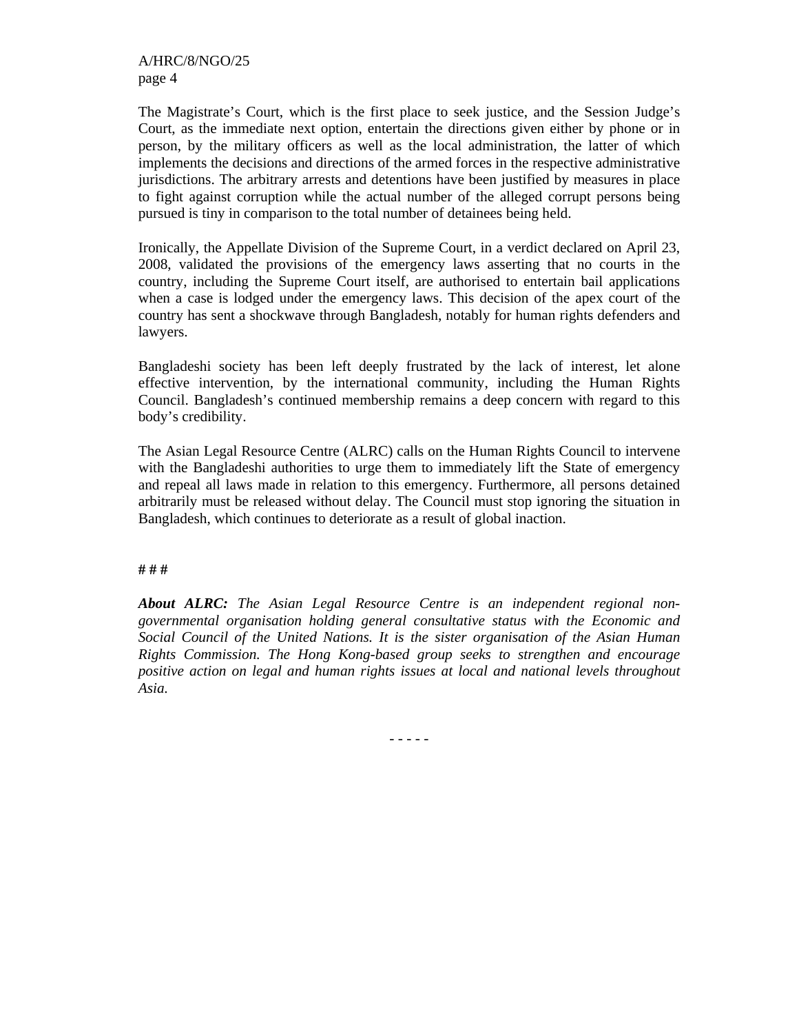The Magistrate's Court, which is the first place to seek justice, and the Session Judge's Court, as the immediate next option, entertain the directions given either by phone or in person, by the military officers as well as the local administration, the latter of which implements the decisions and directions of the armed forces in the respective administrative jurisdictions. The arbitrary arrests and detentions have been justified by measures in place to fight against corruption while the actual number of the alleged corrupt persons being pursued is tiny in comparison to the total number of detainees being held.

Ironically, the Appellate Division of the Supreme Court, in a verdict declared on April 23, 2008, validated the provisions of the emergency laws asserting that no courts in the country, including the Supreme Court itself, are authorised to entertain bail applications when a case is lodged under the emergency laws. This decision of the apex court of the country has sent a shockwave through Bangladesh, notably for human rights defenders and lawyers.

Bangladeshi society has been left deeply frustrated by the lack of interest, let alone effective intervention, by the international community, including the Human Rights Council. Bangladesh's continued membership remains a deep concern with regard to this body's credibility.

The Asian Legal Resource Centre (ALRC) calls on the Human Rights Council to intervene with the Bangladeshi authorities to urge them to immediately lift the State of emergency and repeal all laws made in relation to this emergency. Furthermore, all persons detained arbitrarily must be released without delay. The Council must stop ignoring the situation in Bangladesh, which continues to deteriorate as a result of global inaction.

**# # #**

***About ALRC:*** *The Asian Legal Resource Centre is an independent regional non-governmental organisation holding general consultative status with the Economic and Social Council of the United Nations. It is the sister organisation of the Asian Human Rights Commission. The Hong Kong-based group seeks to strengthen and encourage positive action on legal and human rights issues at local and national levels throughout Asia.*

- - - - -